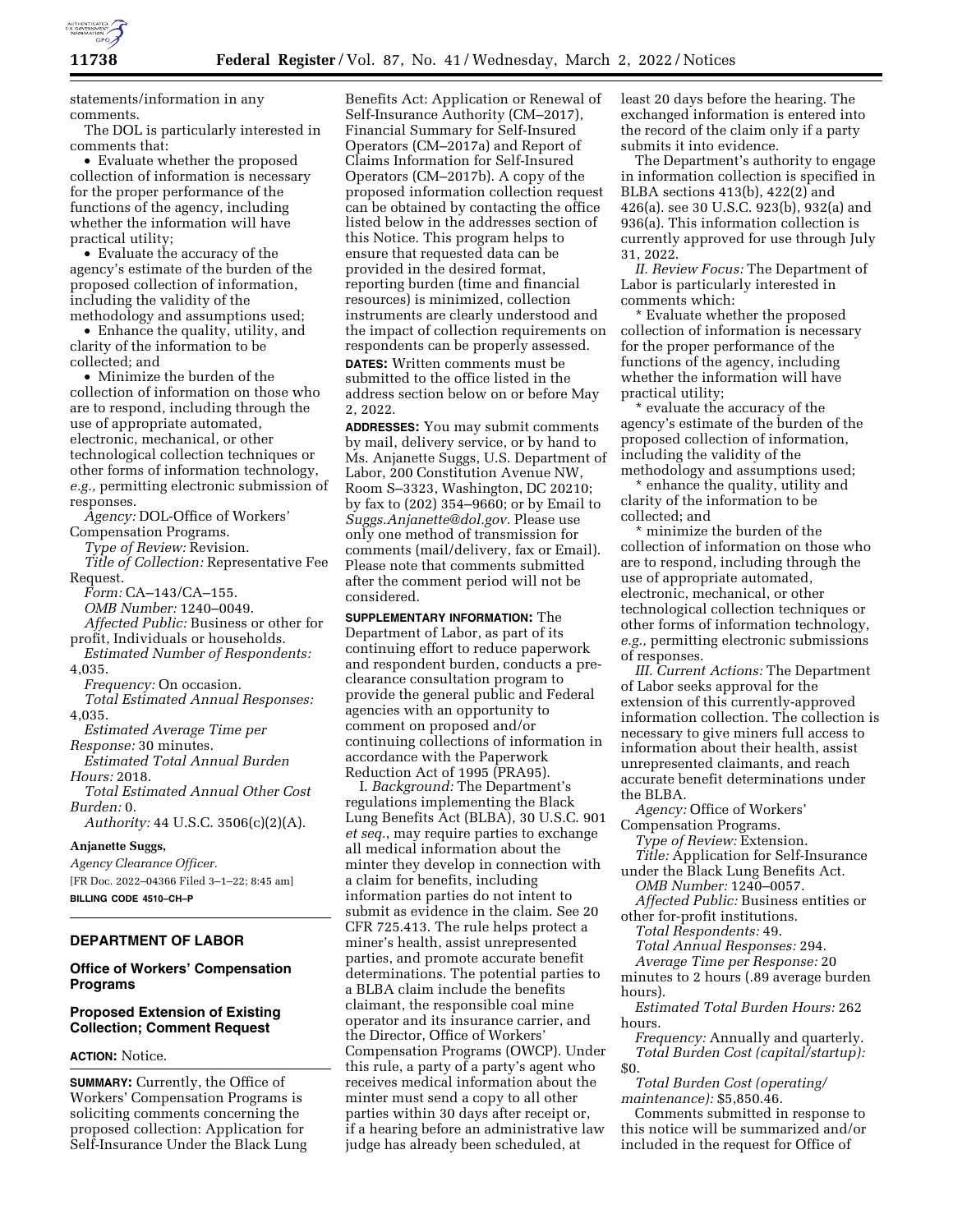statements/information in any comments.

The DOL is particularly interested in comments that:

• Evaluate whether the proposed collection of information is necessary for the proper performance of the functions of the agency, including whether the information will have practical utility;

• Evaluate the accuracy of the agency's estimate of the burden of the proposed collection of information, including the validity of the methodology and assumptions used;

• Enhance the quality, utility, and clarity of the information to be collected; and

• Minimize the burden of the collection of information on those who are to respond, including through the use of appropriate automated, electronic, mechanical, or other technological collection techniques or other forms of information technology, *e.g.,* permitting electronic submission of responses.

*Agency:* DOL-Office of Workers' Compensation Programs.

*Type of Review:* Revision.

*Title of Collection:* Representative Fee Request.

*Form:* CA–143/CA–155.

*OMB Number:* 1240–0049.

*Affected Public:* Business or other for profit, Individuals or households.

*Estimated Number of Respondents:* 4,035.

*Frequency:* On occasion.

*Total Estimated Annual Responses:* 4,035.

*Estimated Average Time per Response:* 30 minutes.

*Estimated Total Annual Burden Hours:* 2018.

*Total Estimated Annual Other Cost Burden:* 0.

*Authority:* 44 U.S.C. 3506(c)(2)(A).

**Anjanette Suggs,**

*Agency Clearance Officer.*

[FR Doc. 2022–04366 Filed 3–1–22; 8:45 am]

**BILLING CODE 4510–CH–P**

## DEPARTMENT OF LABOR

### Office of Workers' Compensation Programs

### Proposed Extension of Existing Collection; Comment Request

**ACTION:** Notice.

**SUMMARY:** Currently, the Office of Workers' Compensation Programs is soliciting comments concerning the proposed collection: Application for Self-Insurance Under the Black Lung Benefits Act: Application or Renewal of Self-Insurance Authority (CM–2017), Financial Summary for Self-Insured Operators (CM–2017a) and Report of Claims Information for Self-Insured Operators (CM–2017b). A copy of the proposed information collection request can be obtained by contacting the office listed below in the addresses section of this Notice. This program helps to ensure that requested data can be provided in the desired format, reporting burden (time and financial resources) is minimized, collection instruments are clearly understood and the impact of collection requirements on respondents can be properly assessed.

**DATES:** Written comments must be submitted to the office listed in the address section below on or before May 2, 2022.

**ADDRESSES:** You may submit comments by mail, delivery service, or by hand to Ms. Anjanette Suggs, U.S. Department of Labor, 200 Constitution Avenue NW, Room S–3323, Washington, DC 20210; by fax to (202) 354–9660; or by Email to *Suggs.Anjanette@dol.gov.* Please use only one method of transmission for comments (mail/delivery, fax or Email). Please note that comments submitted after the comment period will not be considered.

**SUPPLEMENTARY INFORMATION:** The Department of Labor, as part of its continuing effort to reduce paperwork and respondent burden, conducts a pre-clearance consultation program to provide the general public and Federal agencies with an opportunity to comment on proposed and/or continuing collections of information in accordance with the Paperwork Reduction Act of 1995 (PRA95).

I. *Background:* The Department's regulations implementing the Black Lung Benefits Act (BLBA), 30 U.S.C. 901 *et seq.,* may require parties to exchange all medical information about the minter they develop in connection with a claim for benefits, including information parties do not intent to submit as evidence in the claim. See 20 CFR 725.413. The rule helps protect a miner's health, assist unrepresented parties, and promote accurate benefit determinations. The potential parties to a BLBA claim include the benefits claimant, the responsible coal mine operator and its insurance carrier, and the Director, Office of Workers' Compensation Programs (OWCP). Under this rule, a party of a party's agent who receives medical information about the minter must send a copy to all other parties within 30 days after receipt or, if a hearing before an administrative law judge has already been scheduled, at least 20 days before the hearing. The exchanged information is entered into the record of the claim only if a party submits it into evidence.

The Department's authority to engage in information collection is specified in BLBA sections 413(b), 422(2) and 426(a). see 30 U.S.C. 923(b), 932(a) and 936(a). This information collection is currently approved for use through July 31, 2022.

*II. Review Focus:* The Department of Labor is particularly interested in comments which:

* Evaluate whether the proposed collection of information is necessary for the proper performance of the functions of the agency, including whether the information will have practical utility;

* evaluate the accuracy of the agency's estimate of the burden of the proposed collection of information, including the validity of the methodology and assumptions used;

* enhance the quality, utility and clarity of the information to be collected; and

* minimize the burden of the collection of information on those who are to respond, including through the use of appropriate automated, electronic, mechanical, or other technological collection techniques or other forms of information technology, *e.g.,* permitting electronic submissions of responses.

*III. Current Actions:* The Department of Labor seeks approval for the extension of this currently-approved information collection. The collection is necessary to give miners full access to information about their health, assist unrepresented claimants, and reach accurate benefit determinations under the BLBA.

*Agency:* Office of Workers' Compensation Programs.

*Type of Review:* Extension.

*Title:* Application for Self-Insurance under the Black Lung Benefits Act.

*OMB Number:* 1240–0057.

*Affected Public:* Business entities or other for-profit institutions.

*Total Respondents:* 49.

*Total Annual Responses:* 294.

*Average Time per Response:* 20 minutes to 2 hours (.89 average burden hours).

*Estimated Total Burden Hours:* 262 hours.

*Frequency:* Annually and quarterly.

*Total Burden Cost (capital/startup):* $0.

*Total Burden Cost (operating/maintenance):* $5,850.46.

Comments submitted in response to this notice will be summarized and/or included in the request for Office of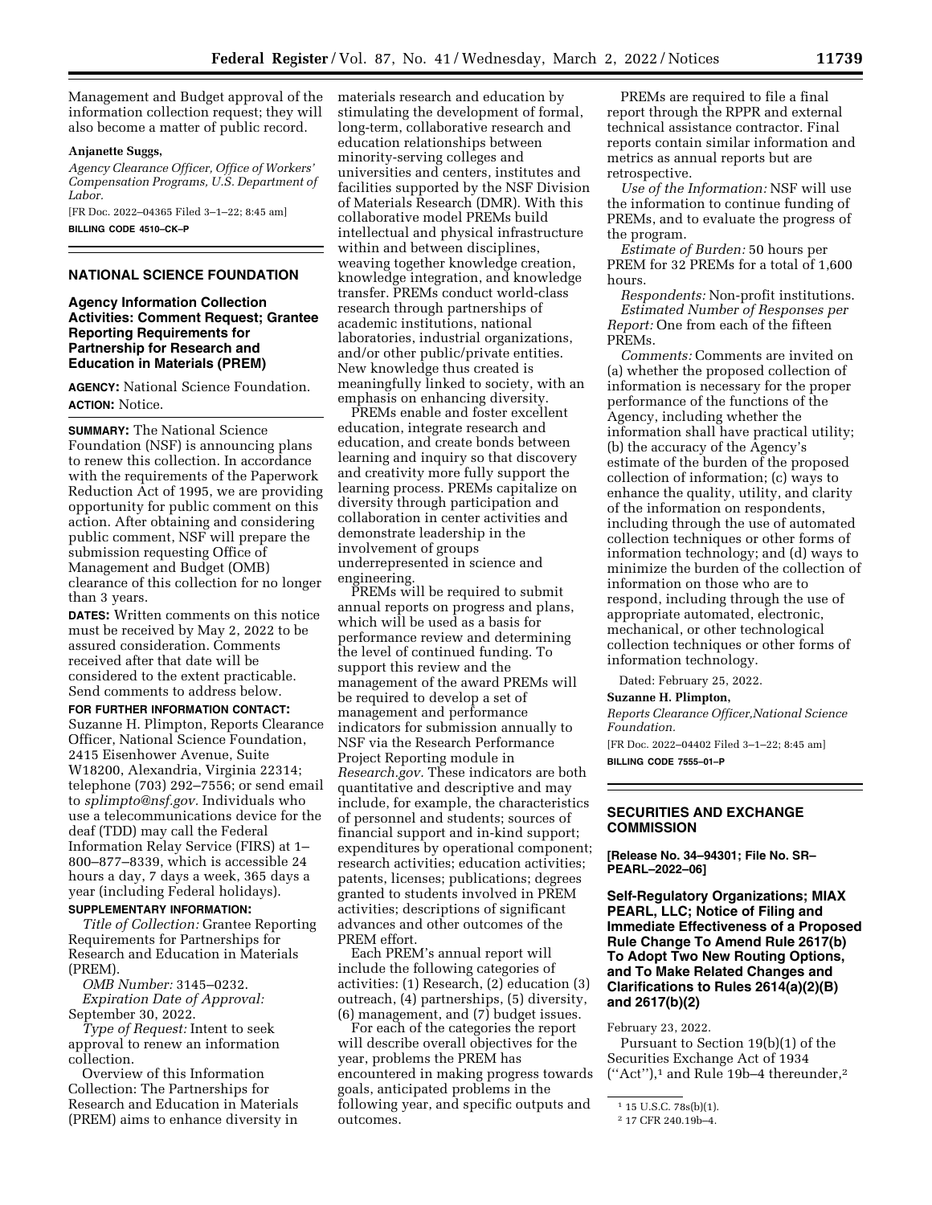Management and Budget approval of the information collection request; they will also become a matter of public record.

**Anjanette Suggs,**

*Agency Clearance Officer, Office of Workers' Compensation Programs, U.S. Department of Labor.*

[FR Doc. 2022–04365 Filed 3–1–22; 8:45 am]

**BILLING CODE 4510–CK–P**

## NATIONAL SCIENCE FOUNDATION

### Agency Information Collection Activities: Comment Request; Grantee Reporting Requirements for Partnership for Research and Education in Materials (PREM)

**AGENCY:** National Science Foundation.

**ACTION:** Notice.

**SUMMARY:** The National Science Foundation (NSF) is announcing plans to renew this collection. In accordance with the requirements of the Paperwork Reduction Act of 1995, we are providing opportunity for public comment on this action. After obtaining and considering public comment, NSF will prepare the submission requesting Office of Management and Budget (OMB) clearance of this collection for no longer than 3 years.

**DATES:** Written comments on this notice must be received by May 2, 2022 to be assured consideration. Comments received after that date will be considered to the extent practicable. Send comments to address below.

**FOR FURTHER INFORMATION CONTACT:** Suzanne H. Plimpton, Reports Clearance Officer, National Science Foundation, 2415 Eisenhower Avenue, Suite W18200, Alexandria, Virginia 22314; telephone (703) 292–7556; or send email to *splimpto@nsf.gov.* Individuals who use a telecommunications device for the deaf (TDD) may call the Federal Information Relay Service (FIRS) at 1–800–877–8339, which is accessible 24 hours a day, 7 days a week, 365 days a year (including Federal holidays).

**SUPPLEMENTARY INFORMATION:**

*Title of Collection:* Grantee Reporting Requirements for Partnerships for Research and Education in Materials (PREM).

*OMB Number:* 3145–0232.

*Expiration Date of Approval:* September 30, 2022.

*Type of Request:* Intent to seek approval to renew an information collection.

Overview of this Information Collection: The Partnerships for Research and Education in Materials (PREM) aims to enhance diversity in materials research and education by stimulating the development of formal, long-term, collaborative research and education relationships between minority-serving colleges and universities and centers, institutes and facilities supported by the NSF Division of Materials Research (DMR). With this collaborative model PREMs build intellectual and physical infrastructure within and between disciplines, weaving together knowledge creation, knowledge integration, and knowledge transfer. PREMs conduct world-class research through partnerships of academic institutions, national laboratories, industrial organizations, and/or other public/private entities. New knowledge thus created is meaningfully linked to society, with an emphasis on enhancing diversity.

PREMs enable and foster excellent education, integrate research and education, and create bonds between learning and inquiry so that discovery and creativity more fully support the learning process. PREMs capitalize on diversity through participation and collaboration in center activities and demonstrate leadership in the involvement of groups underrepresented in science and engineering.

PREMs will be required to submit annual reports on progress and plans, which will be used as a basis for performance review and determining the level of continued funding. To support this review and the management of the award PREMs will be required to develop a set of management and performance indicators for submission annually to NSF via the Research Performance Project Reporting module in *Research.gov.* These indicators are both quantitative and descriptive and may include, for example, the characteristics of personnel and students; sources of financial support and in-kind support; expenditures by operational component; research activities; education activities; patents, licenses; publications; degrees granted to students involved in PREM activities; descriptions of significant advances and other outcomes of the PREM effort.

Each PREM's annual report will include the following categories of activities: (1) Research, (2) education (3) outreach, (4) partnerships, (5) diversity, (6) management, and (7) budget issues.

For each of the categories the report will describe overall objectives for the year, problems the PREM has encountered in making progress towards goals, anticipated problems in the following year, and specific outputs and outcomes.

PREMs are required to file a final report through the RPPR and external technical assistance contractor. Final reports contain similar information and metrics as annual reports but are retrospective.

*Use of the Information:* NSF will use the information to continue funding of PREMs, and to evaluate the progress of the program.

*Estimate of Burden:* 50 hours per PREM for 32 PREMs for a total of 1,600 hours.

*Respondents:* Non-profit institutions.

*Estimated Number of Responses per Report:* One from each of the fifteen PREMs.

*Comments:* Comments are invited on (a) whether the proposed collection of information is necessary for the proper performance of the functions of the Agency, including whether the information shall have practical utility; (b) the accuracy of the Agency's estimate of the burden of the proposed collection of information; (c) ways to enhance the quality, utility, and clarity of the information on respondents, including through the use of automated collection techniques or other forms of information technology; and (d) ways to minimize the burden of the collection of information on those who are to respond, including through the use of appropriate automated, electronic, mechanical, or other technological collection techniques or other forms of information technology.

Dated: February 25, 2022.

**Suzanne H. Plimpton,**

*Reports Clearance Officer,National Science Foundation.*

[FR Doc. 2022–04402 Filed 3–1–22; 8:45 am]

**BILLING CODE 7555–01–P**

## SECURITIES AND EXCHANGE COMMISSION

**[Release No. 34–94301; File No. SR–PEARL–2022–06]**

### Self-Regulatory Organizations; MIAX PEARL, LLC; Notice of Filing and Immediate Effectiveness of a Proposed Rule Change To Amend Rule 2617(b) To Adopt Two New Routing Options, and To Make Related Changes and Clarifications to Rules 2614(a)(2)(B) and 2617(b)(2)

February 23, 2022.

Pursuant to Section 19(b)(1) of the Securities Exchange Act of 1934 ("Act"),[1] and Rule 19b–4 thereunder,[2]

[1] 15 U.S.C. 78s(b)(1).

[2] 17 CFR 240.19b–4.